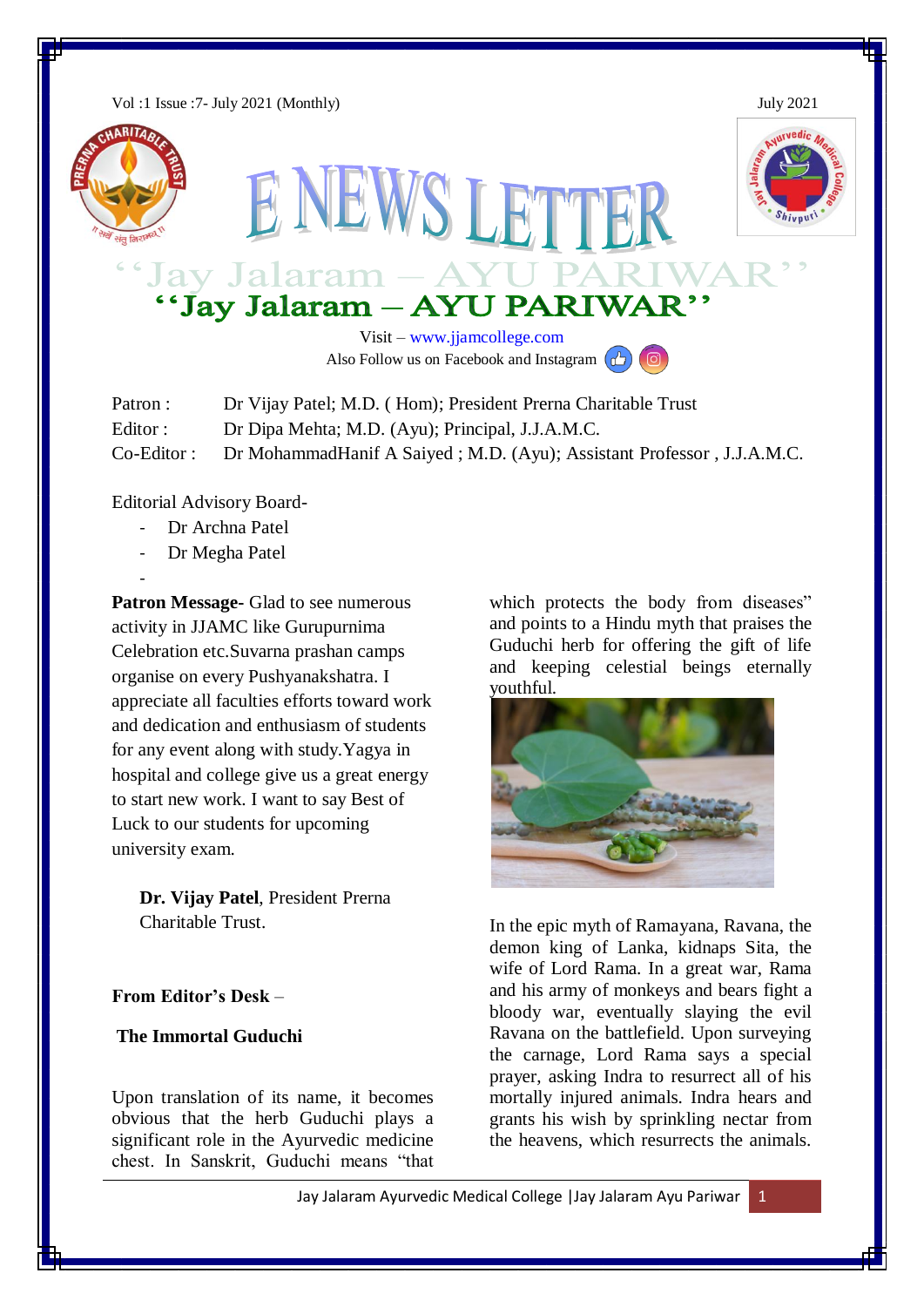Vol :1 Issue :7- July 2021 (Monthly) July 2021

# E NEWS LETTER

## "Jay Jalaram – AYU PARIWAR"

Visit – www.jjamcollege.com

Also Follow us on Facebook and Instagram

Patron : Dr Vijay Patel; M.D. ( Hom); President Prerna Charitable Trust

Editor : Dr Dipa Mehta; M.D. (Ayu); Principal, J.J.A.M.C.

Co-Editor : Dr MohammadHanif A Saiyed ; M.D. (Ayu); Assistant Professor , J.J.A.M.C.

Editorial Advisory Board-

- Dr Archna Patel
- Dr Megha Patel

**Patron Message-** Glad to see numerous activity in JJAMC like Gurupurnima Celebration etc.Suvarna prashan camps organise on every Pushyanakshatra. I appreciate all faculties efforts toward work and dedication and enthusiasm of students for any event along with study.Yagya in hospital and college give us a great energy to start new work. I want to say Best of Luck to our students for upcoming university exam.

**Dr. Vijay Patel**, President Prerna Charitable Trust.

**From Editor's Desk** –

**The Immortal Guduchi**

Upon translation of its name, it becomes obvious that the herb Guduchi plays a significant role in the Ayurvedic medicine chest. In Sanskrit, Guduchi means "that which protects the body from diseases" and points to a Hindu myth that praises the Guduchi herb for offering the gift of life and keeping celestial beings eternally youthful.

In the epic myth of Ramayana, Ravana, the demon king of Lanka, kidnaps Sita, the wife of Lord Rama. In a great war, Rama and his army of monkeys and bears fight a bloody war, eventually slaying the evil Ravana on the battlefield. Upon surveying the carnage, Lord Rama says a special prayer, asking Indra to resurrect all of his mortally injured animals. Indra hears and grants his wish by sprinkling nectar from the heavens, which resurrects the animals.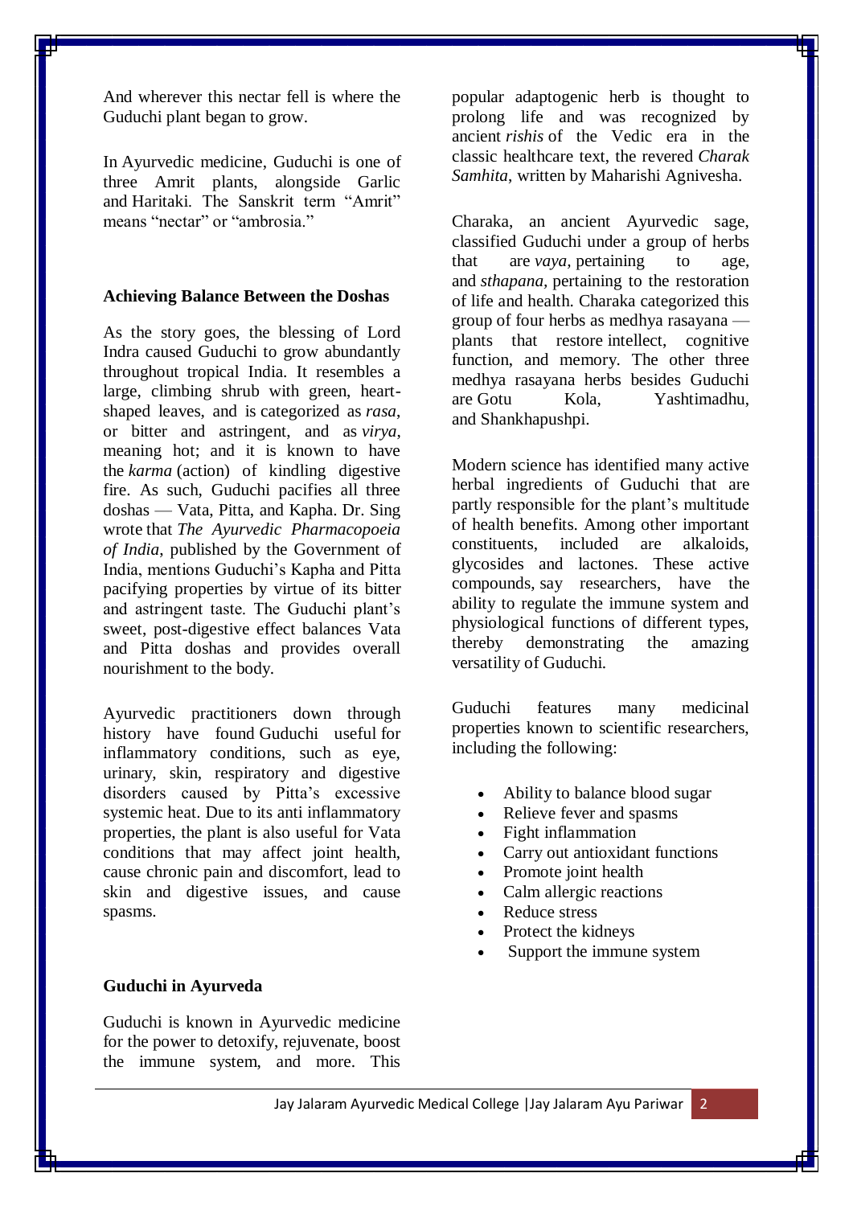And wherever this nectar fell is where the Guduchi plant began to grow.

In Ayurvedic medicine, Guduchi is one of three Amrit plants, alongside Garlic and Haritaki. The Sanskrit term "Amrit" means "nectar" or "ambrosia."

**Achieving Balance Between the Doshas**

As the story goes, the blessing of Lord Indra caused Guduchi to grow abundantly throughout tropical India. It resembles a large, climbing shrub with green, heart-shaped leaves, and is categorized as *rasa*, or bitter and astringent, and as *virya*, meaning hot; and it is known to have the *karma* (action) of kindling digestive fire. As such, Guduchi pacifies all three doshas — Vata, Pitta, and Kapha. Dr. Sing wrote that *The Ayurvedic Pharmacopoeia of India*, published by the Government of India, mentions Guduchi's Kapha and Pitta pacifying properties by virtue of its bitter and astringent taste. The Guduchi plant's sweet, post-digestive effect balances Vata and Pitta doshas and provides overall nourishment to the body.

Ayurvedic practitioners down through history have found Guduchi useful for inflammatory conditions, such as eye, urinary, skin, respiratory and digestive disorders caused by Pitta's excessive systemic heat. Due to its anti inflammatory properties, the plant is also useful for Vata conditions that may affect joint health, cause chronic pain and discomfort, lead to skin and digestive issues, and cause spasms.

**Guduchi in Ayurveda**

Guduchi is known in Ayurvedic medicine for the power to detoxify, rejuvenate, boost the immune system, and more. This popular adaptogenic herb is thought to prolong life and was recognized by ancient *rishis* of the Vedic era in the classic healthcare text, the revered *Charak Samhita*, written by Maharishi Agnivesha.

Charaka, an ancient Ayurvedic sage, classified Guduchi under a group of herbs that are *vaya*, pertaining to age, and *sthapana*, pertaining to the restoration of life and health. Charaka categorized this group of four herbs as medhya rasayana — plants that restore intellect, cognitive function, and memory. The other three medhya rasayana herbs besides Guduchi are Gotu Kola, Yashtimadhu, and Shankhapushpi.

Modern science has identified many active herbal ingredients of Guduchi that are partly responsible for the plant's multitude of health benefits. Among other important constituents, included are alkaloids, glycosides and lactones. These active compounds, say researchers, have the ability to regulate the immune system and physiological functions of different types, thereby demonstrating the amazing versatility of Guduchi.

Guduchi features many medicinal properties known to scientific researchers, including the following:

- Ability to balance blood sugar
- Relieve fever and spasms
- Fight inflammation
- Carry out antioxidant functions
- Promote joint health
- Calm allergic reactions
- Reduce stress
- Protect the kidneys
- Support the immune system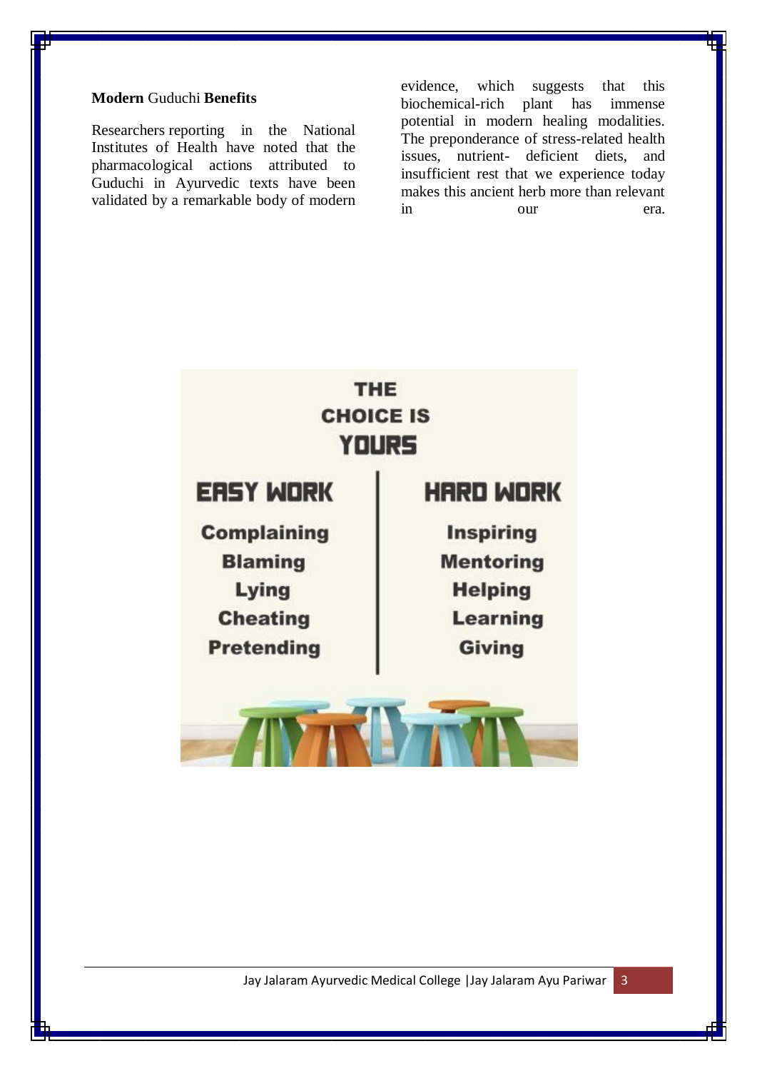**Modern** Guduchi **Benefits**

Researchers reporting in the National Institutes of Health have noted that the pharmacological actions attributed to Guduchi in Ayurvedic texts have been validated by a remarkable body of modern evidence, which suggests that this biochemical-rich plant has immense potential in modern healing modalities. The preponderance of stress-related health issues, nutrient- deficient diets, and insufficient rest that we experience today makes this ancient herb more than relevant in our era.

THE CHOICE IS YOURS

| EASY WORK | HARD WORK |
| --- | --- |
| Complaining | Inspiring |
| Blaming | Mentoring |
| Lying | Helping |
| Cheating | Learning |
| Pretending | Giving |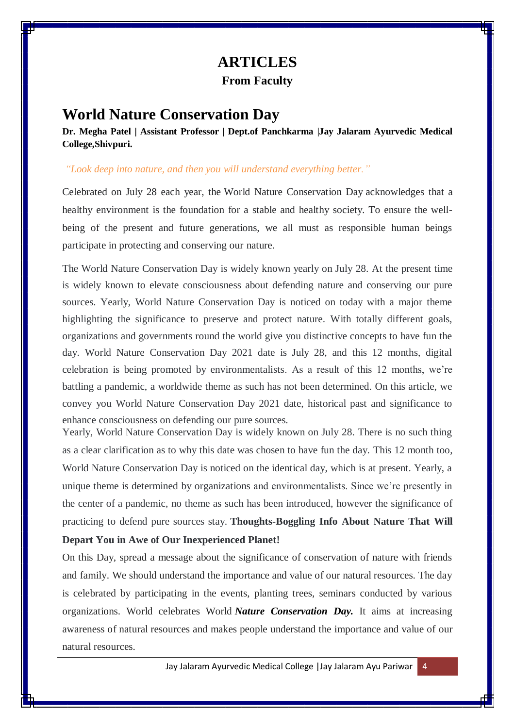# ARTICLES

### From Faculty

## World Nature Conservation Day

**Dr. Megha Patel | Assistant Professor | Dept.of Panchkarma |Jay Jalaram Ayurvedic Medical College,Shivpuri.**

*"Look deep into nature, and then you will understand everything better."*

Celebrated on July 28 each year, the World Nature Conservation Day acknowledges that a healthy environment is the foundation for a stable and healthy society. To ensure the well-being of the present and future generations, we all must as responsible human beings participate in protecting and conserving our nature.

The World Nature Conservation Day is widely known yearly on July 28. At the present time is widely known to elevate consciousness about defending nature and conserving our pure sources. Yearly, World Nature Conservation Day is noticed on today with a major theme highlighting the significance to preserve and protect nature. With totally different goals, organizations and governments round the world give you distinctive concepts to have fun the day. World Nature Conservation Day 2021 date is July 28, and this 12 months, digital celebration is being promoted by environmentalists. As a result of this 12 months, we're battling a pandemic, a worldwide theme as such has not been determined. On this article, we convey you World Nature Conservation Day 2021 date, historical past and significance to enhance consciousness on defending our pure sources.

Yearly, World Nature Conservation Day is widely known on July 28. There is no such thing as a clear clarification as to why this date was chosen to have fun the day. This 12 month too, World Nature Conservation Day is noticed on the identical day, which is at present. Yearly, a unique theme is determined by organizations and environmentalists. Since we're presently in the center of a pandemic, no theme as such has been introduced, however the significance of practicing to defend pure sources stay. **Thoughts-Boggling Info About Nature That Will Depart You in Awe of Our Inexperienced Planet!**

On this Day, spread a message about the significance of conservation of nature with friends and family. We should understand the importance and value of our natural resources. The day is celebrated by participating in the events, planting trees, seminars conducted by various organizations. World celebrates World ***Nature Conservation Day.*** It aims at increasing awareness of natural resources and makes people understand the importance and value of our natural resources.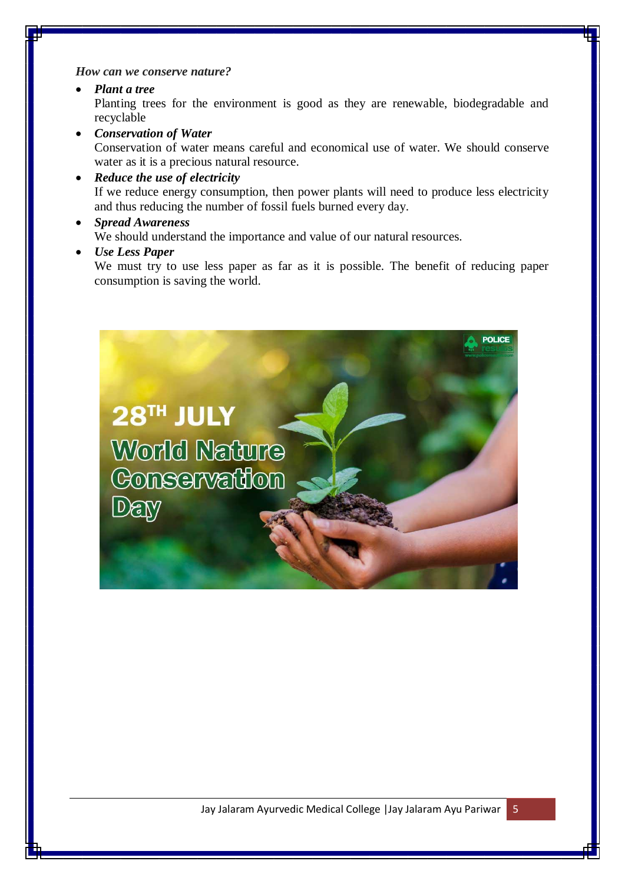*How can we conserve nature?*

- ***Plant a tree***
  Planting trees for the environment is good as they are renewable, biodegradable and recyclable
- ***Conservation of Water***
  Conservation of water means careful and economical use of water. We should conserve water as it is a precious natural resource.
- ***Reduce the use of electricity***
  If we reduce energy consumption, then power plants will need to produce less electricity and thus reducing the number of fossil fuels burned every day.
- ***Spread Awareness***
  We should understand the importance and value of our natural resources.
- ***Use Less Paper***
  We must try to use less paper as far as it is possible. The benefit of reducing paper consumption is saving the world.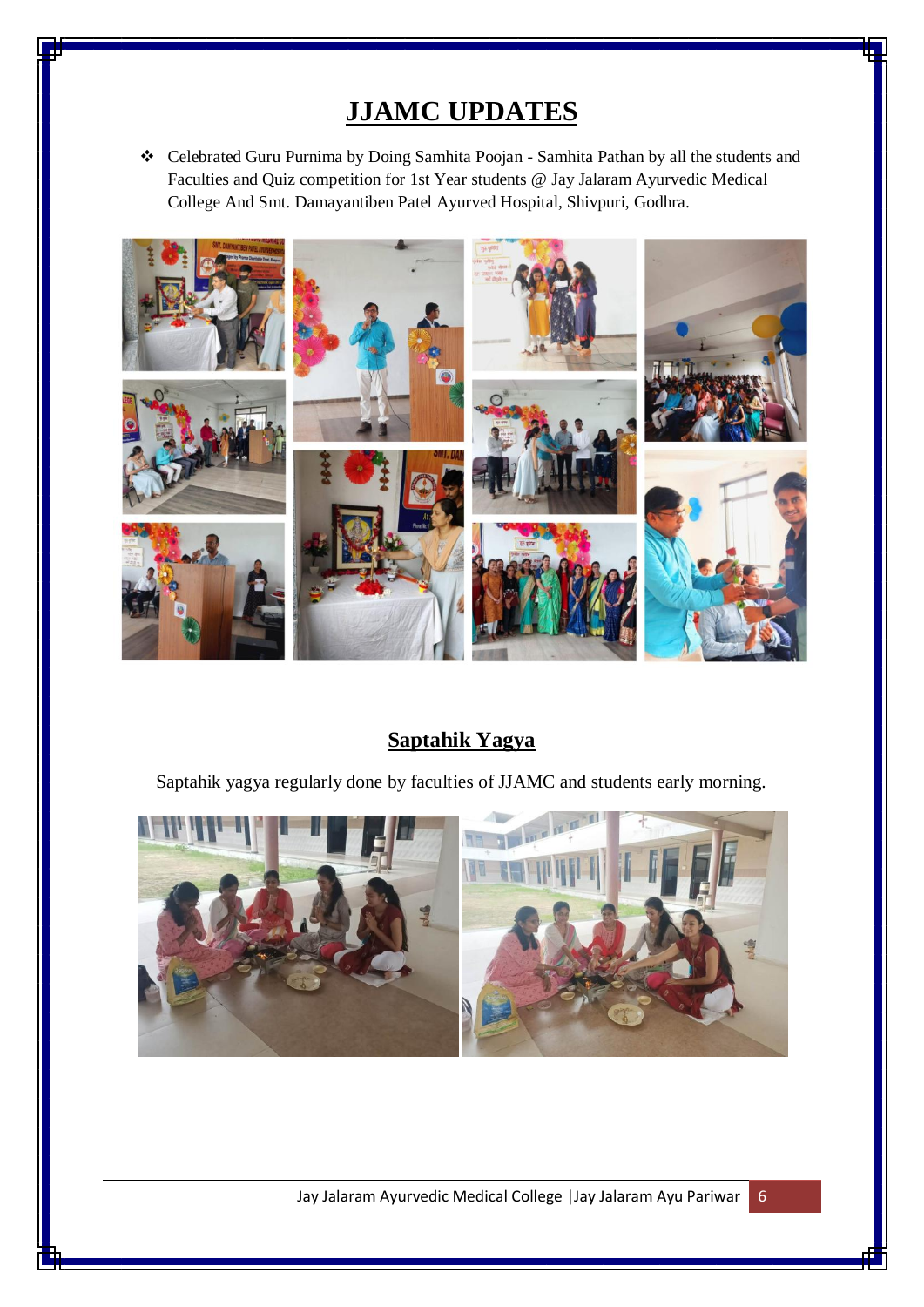# JJAMC UPDATES

- Celebrated Guru Purnima by Doing Samhita Poojan - Samhita Pathan by all the students and Faculties and Quiz competition for 1st Year students @ Jay Jalaram Ayurvedic Medical College And Smt. Damayantiben Patel Ayurved Hospital, Shivpuri, Godhra.

## Saptahik Yagya

Saptahik yagya regularly done by faculties of JJAMC and students early morning.